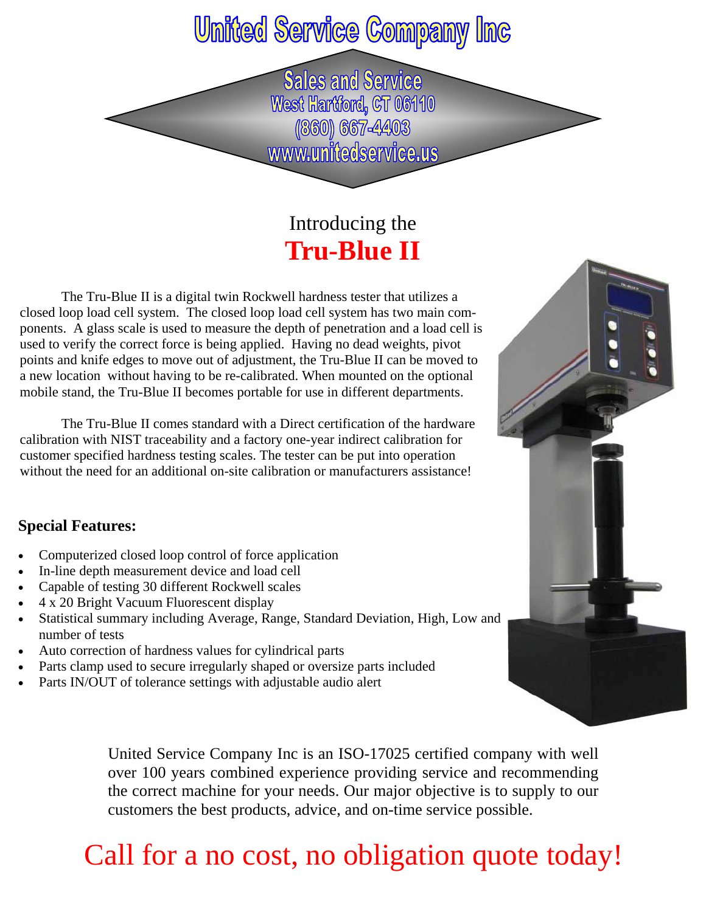# United Service Company Inc

**Sales and Service**
**West Hartford, CT 06110**
**(860) 667-4403**
**www.unitedservice.us**

Introducing the

## Tru-Blue II

The Tru-Blue II is a digital twin Rockwell hardness tester that utilizes a closed loop load cell system. The closed loop load cell system has two main components. A glass scale is used to measure the depth of penetration and a load cell is used to verify the correct force is being applied. Having no dead weights, pivot points and knife edges to move out of adjustment, the Tru-Blue II can be moved to a new location without having to be re-calibrated. When mounted on the optional mobile stand, the Tru-Blue II becomes portable for use in different departments.

The Tru-Blue II comes standard with a Direct certification of the hardware calibration with NIST traceability and a factory one-year indirect calibration for customer specified hardness testing scales. The tester can be put into operation without the need for an additional on-site calibration or manufacturers assistance!

**Special Features:**

- Computerized closed loop control of force application
- In-line depth measurement device and load cell
- Capable of testing 30 different Rockwell scales
- 4 x 20 Bright Vacuum Fluorescent display
- Statistical summary including Average, Range, Standard Deviation, High, Low and number of tests
- Auto correction of hardness values for cylindrical parts
- Parts clamp used to secure irregularly shaped or oversize parts included
- Parts IN/OUT of tolerance settings with adjustable audio alert

United Service Company Inc is an ISO-17025 certified company with well over 100 years combined experience providing service and recommending the correct machine for your needs. Our major objective is to supply to our customers the best products, advice, and on-time service possible.

Call for a no cost, no obligation quote today!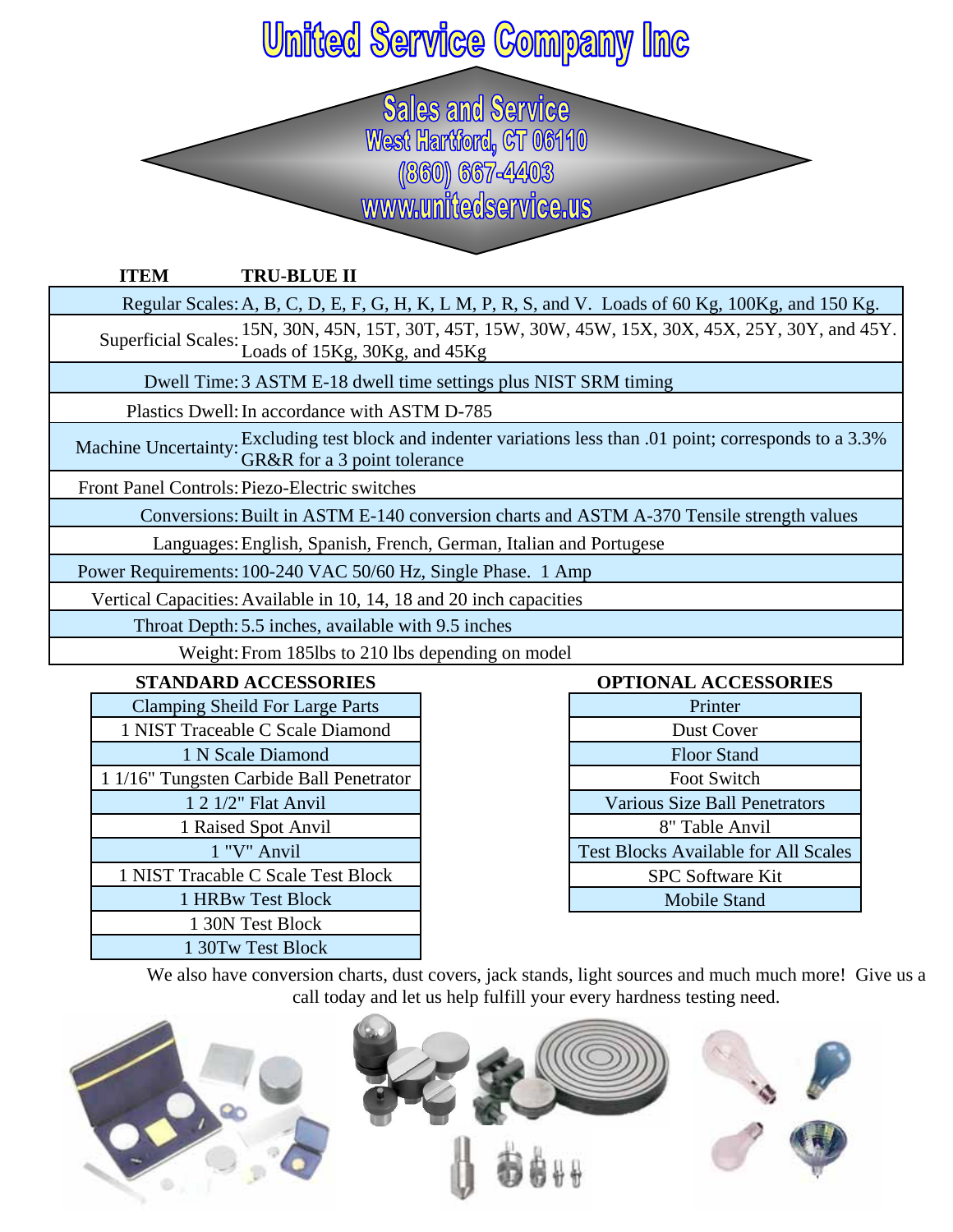# United Service Company Inc

## Sales and Service

West Hartford, CT 06110
(860) 667-4403
www.unitedservice.us

| ITEM | TRU-BLUE II |
|---|---|
| Regular Scales: | A, B, C, D, E, F, G, H, K, L M, P, R, S, and V. Loads of 60 Kg, 100Kg, and 150 Kg. |
| Superficial Scales: | 15N, 30N, 45N, 15T, 30T, 45T, 15W, 30W, 45W, 15X, 30X, 45X, 25Y, 30Y, and 45Y. Loads of 15Kg, 30Kg, and 45Kg |
| Dwell Time: | 3 ASTM E-18 dwell time settings plus NIST SRM timing |
| Plastics Dwell: | In accordance with ASTM D-785 |
| Machine Uncertainty: | Excluding test block and indenter variations less than .01 point; corresponds to a 3.3% GR&R for a 3 point tolerance |
| Front Panel Controls: | Piezo-Electric switches |
| Conversions: | Built in ASTM E-140 conversion charts and ASTM A-370 Tensile strength values |
| Languages: | English, Spanish, French, German, Italian and Portugese |
| Power Requirements: | 100-240 VAC 50/60 Hz, Single Phase. 1 Amp |
| Vertical Capacities: | Available in 10, 14, 18 and 20 inch capacities |
| Throat Depth: | 5.5 inches, available with 9.5 inches |
| Weight: | From 185lbs to 210 lbs depending on model |

| STANDARD ACCESSORIES |
|---|
| Clamping Sheild For Large Parts |
| 1 NIST Traceable C Scale Diamond |
| 1 N Scale Diamond |
| 1 1/16" Tungsten Carbide Ball Penetrator |
| 1 2 1/2" Flat Anvil |
| 1 Raised Spot Anvil |
| 1 "V" Anvil |
| 1 NIST Tracable C Scale Test Block |
| 1 HRBw Test Block |
| 1 30N Test Block |
| 1 30Tw Test Block |

| OPTIONAL ACCESSORIES |
|---|
| Printer |
| Dust Cover |
| Floor Stand |
| Foot Switch |
| Various Size Ball Penetrators |
| 8" Table Anvil |
| Test Blocks Available for All Scales |
| SPC Software Kit |
| Mobile Stand |

We also have conversion charts, dust covers, jack stands, light sources and much much more! Give us a call today and let us help fulfill your every hardness testing need.